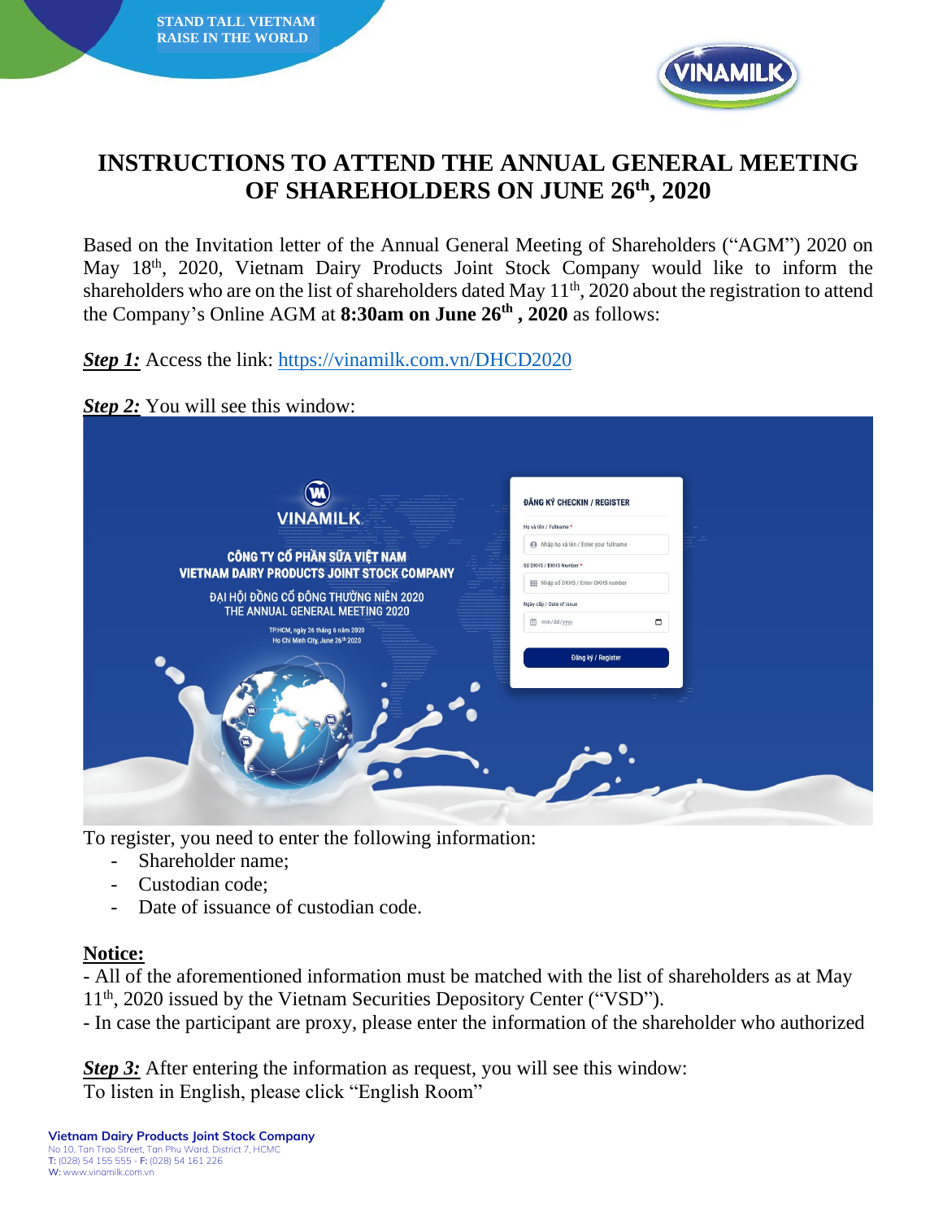# INSTRUCTIONS TO ATTEND THE ANNUAL GENERAL MEETING OF SHAREHOLDERS ON JUNE 26th, 2020

Based on the Invitation letter of the Annual General Meeting of Shareholders ("AGM") 2020 on May 18th, 2020, Vietnam Dairy Products Joint Stock Company would like to inform the shareholders who are on the list of shareholders dated May 11th, 2020 about the registration to attend the Company's Online AGM at **8:30am on June 26th , 2020** as follows:

***Step 1:*** Access the link: https://vinamilk.com.vn/DHCD2020

***Step 2:*** You will see this window:

To register, you need to enter the following information:

- Shareholder name;
- Custodian code;
- Date of issuance of custodian code.

**Notice:**

- All of the aforementioned information must be matched with the list of shareholders as at May 11th, 2020 issued by the Vietnam Securities Depository Center ("VSD").
- In case the participant are proxy, please enter the information of the shareholder who authorized

***Step 3:*** After entering the information as request, you will see this window:
To listen in English, please click "English Room"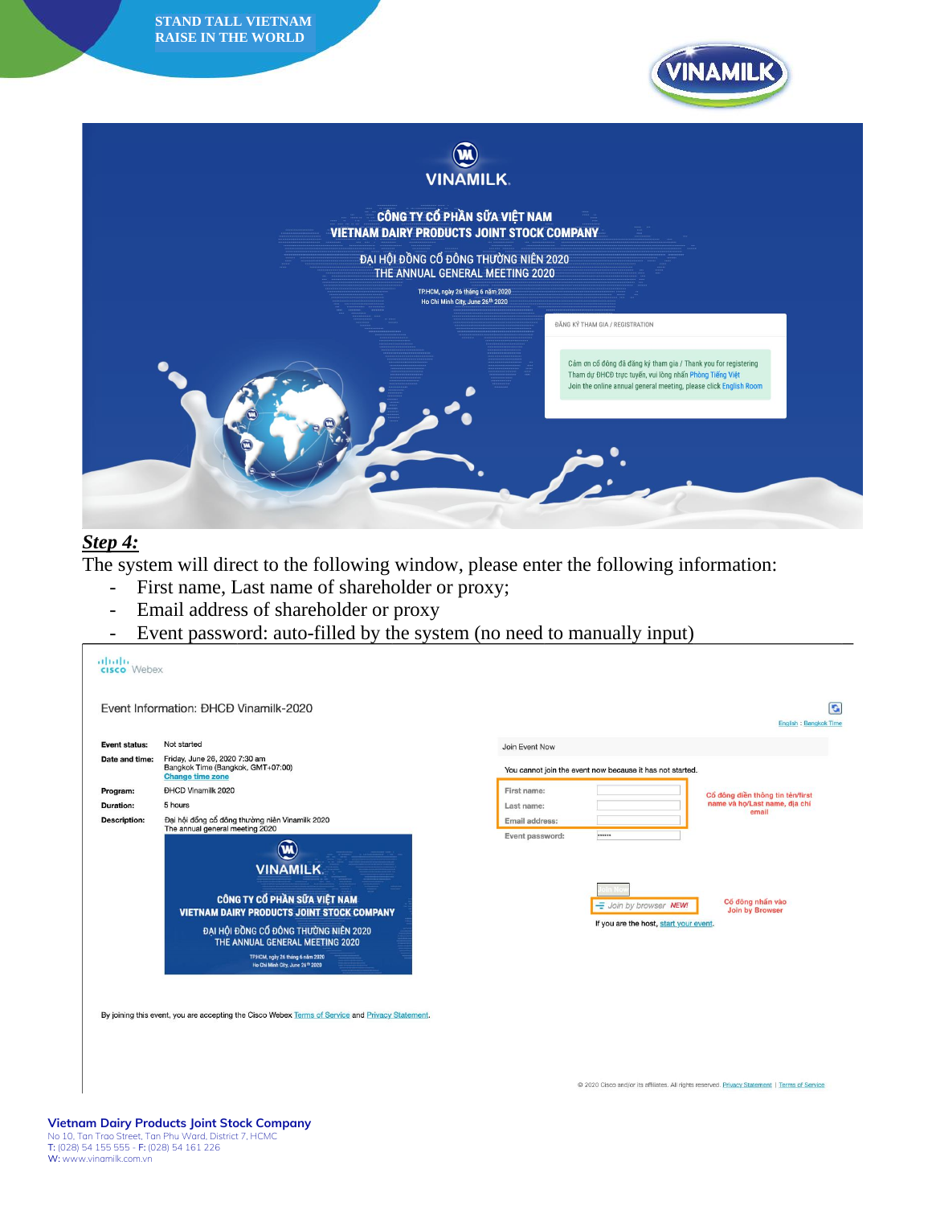## *Step 4:*

The system will direct to the following window, please enter the following information:

- First name, Last name of shareholder or proxy;
- Email address of shareholder or proxy
- Event password: auto-filled by the system (no need to manually input)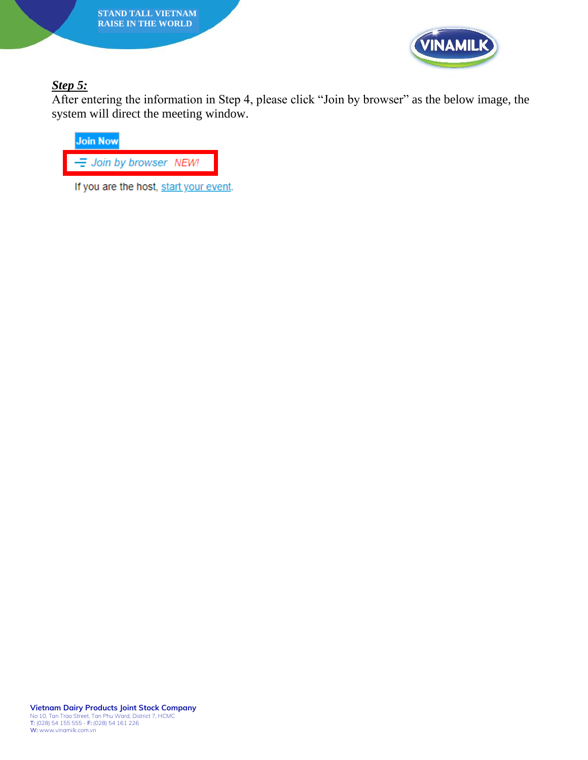***Step 5:***

After entering the information in Step 4, please click "Join by browser" as the below image, the system will direct the meeting window.

Join Now

Join by browser NEW!

If you are the host, start your event.